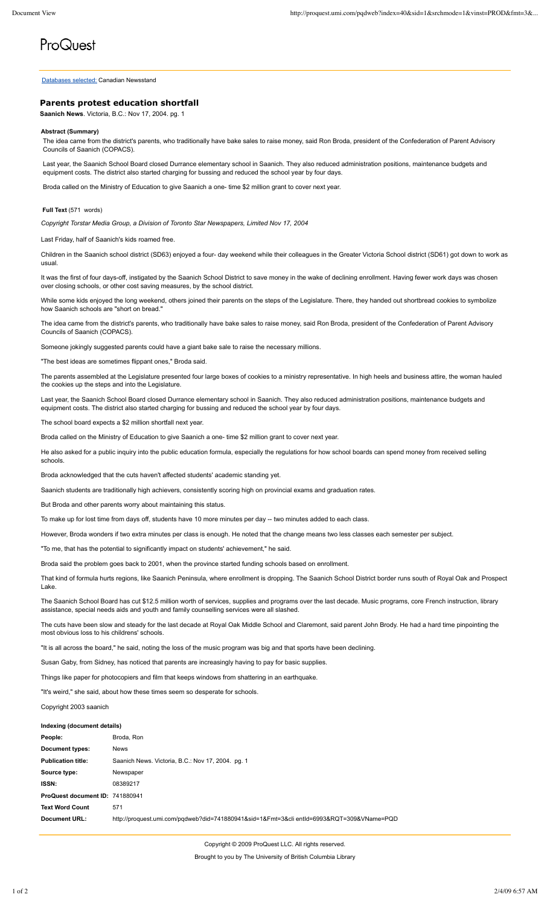ProQuest

Databases selected: Canadian Newsstand

## Parents protest education shortfall

**Saanich News**. Victoria, B.C.: Nov 17, 2004. pg. 1

#### Abstract (Summary)

The idea came from the district's parents, who traditionally have bake sales to raise money, said Ron Broda, president of the Confederation of Parent Advisory Councils of Saanich (COPACS).

Last year, the Saanich School Board closed Durrance elementary school in Saanich. They also reduced administration positions, maintenance budgets and equipment costs. The district also started charging for bussing and reduced the school year by four days.

Broda called on the Ministry of Education to give Saanich a one- time $2 million grant to cover next year.

#### Full Text (571 words)

*Copyright Torstar Media Group, a Division of Toronto Star Newspapers, Limited Nov 17, 2004*

Last Friday, half of Saanich's kids roamed free.

Children in the Saanich school district (SD63) enjoyed a four- day weekend while their colleagues in the Greater Victoria School district (SD61) got down to work as usual.

It was the first of four days-off, instigated by the Saanich School District to save money in the wake of declining enrollment. Having fewer work days was chosen over closing schools, or other cost saving measures, by the school district.

While some kids enjoyed the long weekend, others joined their parents on the steps of the Legislature. There, they handed out shortbread cookies to symbolize how Saanich schools are "short on bread."

The idea came from the district's parents, who traditionally have bake sales to raise money, said Ron Broda, president of the Confederation of Parent Advisory Councils of Saanich (COPACS).

Someone jokingly suggested parents could have a giant bake sale to raise the necessary millions.

"The best ideas are sometimes flippant ones," Broda said.

The parents assembled at the Legislature presented four large boxes of cookies to a ministry representative. In high heels and business attire, the woman hauled the cookies up the steps and into the Legislature.

Last year, the Saanich School Board closed Durrance elementary school in Saanich. They also reduced administration positions, maintenance budgets and equipment costs. The district also started charging for bussing and reduced the school year by four days.

The school board expects a $2 million shortfall next year.

Broda called on the Ministry of Education to give Saanich a one- time $2 million grant to cover next year.

He also asked for a public inquiry into the public education formula, especially the regulations for how school boards can spend money from received selling schools.

Broda acknowledged that the cuts haven't affected students' academic standing yet.

Saanich students are traditionally high achievers, consistently scoring high on provincial exams and graduation rates.

But Broda and other parents worry about maintaining this status.

To make up for lost time from days off, students have 10 more minutes per day -- two minutes added to each class.

However, Broda wonders if two extra minutes per class is enough. He noted that the change means two less classes each semester per subject.

"To me, that has the potential to significantly impact on students' achievement," he said.

Broda said the problem goes back to 2001, when the province started funding schools based on enrollment.

That kind of formula hurts regions, like Saanich Peninsula, where enrollment is dropping. The Saanich School District border runs south of Royal Oak and Prospect Lake.

The Saanich School Board has cut $12.5 million worth of services, supplies and programs over the last decade. Music programs, core French instruction, library assistance, special needs aids and youth and family counselling services were all slashed.

The cuts have been slow and steady for the last decade at Royal Oak Middle School and Claremont, said parent John Brody. He had a hard time pinpointing the most obvious loss to his childrens' schools.

"It is all across the board," he said, noting the loss of the music program was big and that sports have been declining.

Susan Gaby, from Sidney, has noticed that parents are increasingly having to pay for basic supplies.

Things like paper for photocopiers and film that keeps windows from shattering in an earthquake.

"It's weird," she said, about how these times seem so desperate for schools.

Copyright 2003 saanich

#### Indexing (document details)

| | |
|---|---|
| **People:** | Broda, Ron |
| **Document types:** | News |
| **Publication title:** | Saanich News. Victoria, B.C.: Nov 17, 2004. pg. 1 |
| **Source type:** | Newspaper |
| **ISSN:** | 08389217 |
| **ProQuest document ID:** | 741880941 |
| **Text Word Count** | 571 |
| **Document URL:** | http://proquest.umi.com/pqdweb?did=741880941&sid=1&Fmt=3&clientId=6993&RQT=309&VName=PQD |

Copyright © 2009 ProQuest LLC. All rights reserved.

Brought to you by The University of British Columbia Library